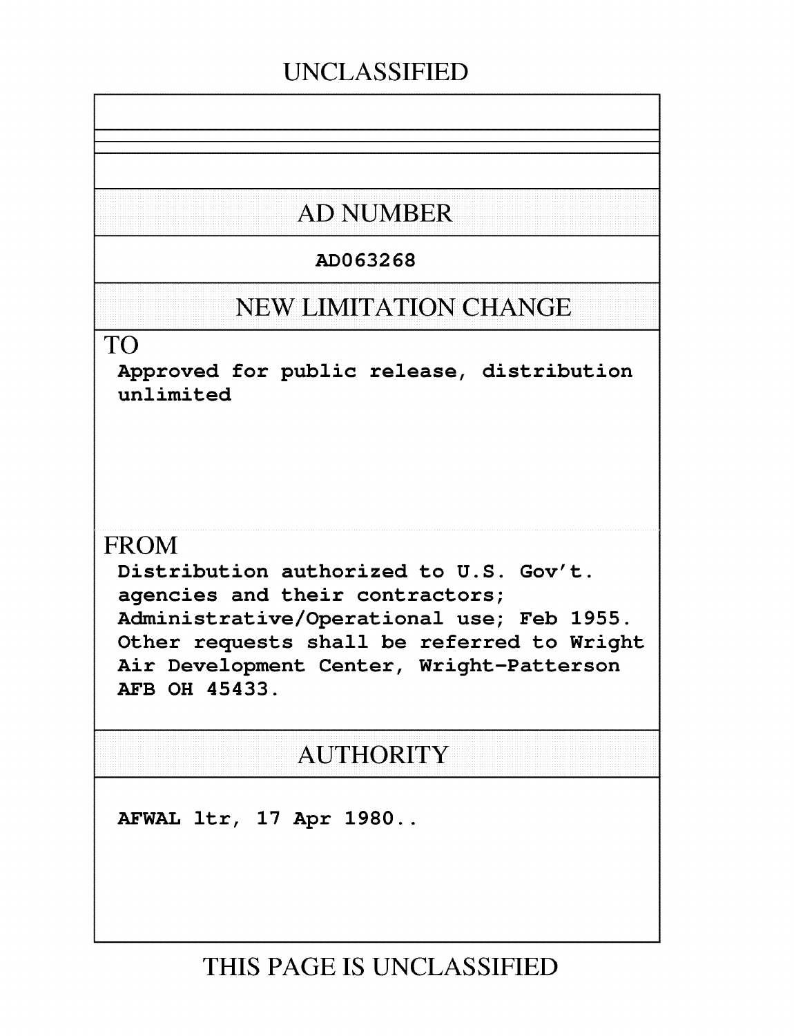UNCLASSIFIED

## AD NUMBER

**AD063268**

## NEW LIMITATION CHANGE

TO

**Approved for public release, distribution unlimited**

FROM

**Distribution authorized to U.S. Gov't. agencies and their contractors; Administrative/Operational use; Feb 1955. Other requests shall be referred to Wright Air Development Center, Wright-Patterson AFB OH 45433.**

## AUTHORITY

**AFWAL ltr, 17 Apr 1980..**

THIS PAGE IS UNCLASSIFIED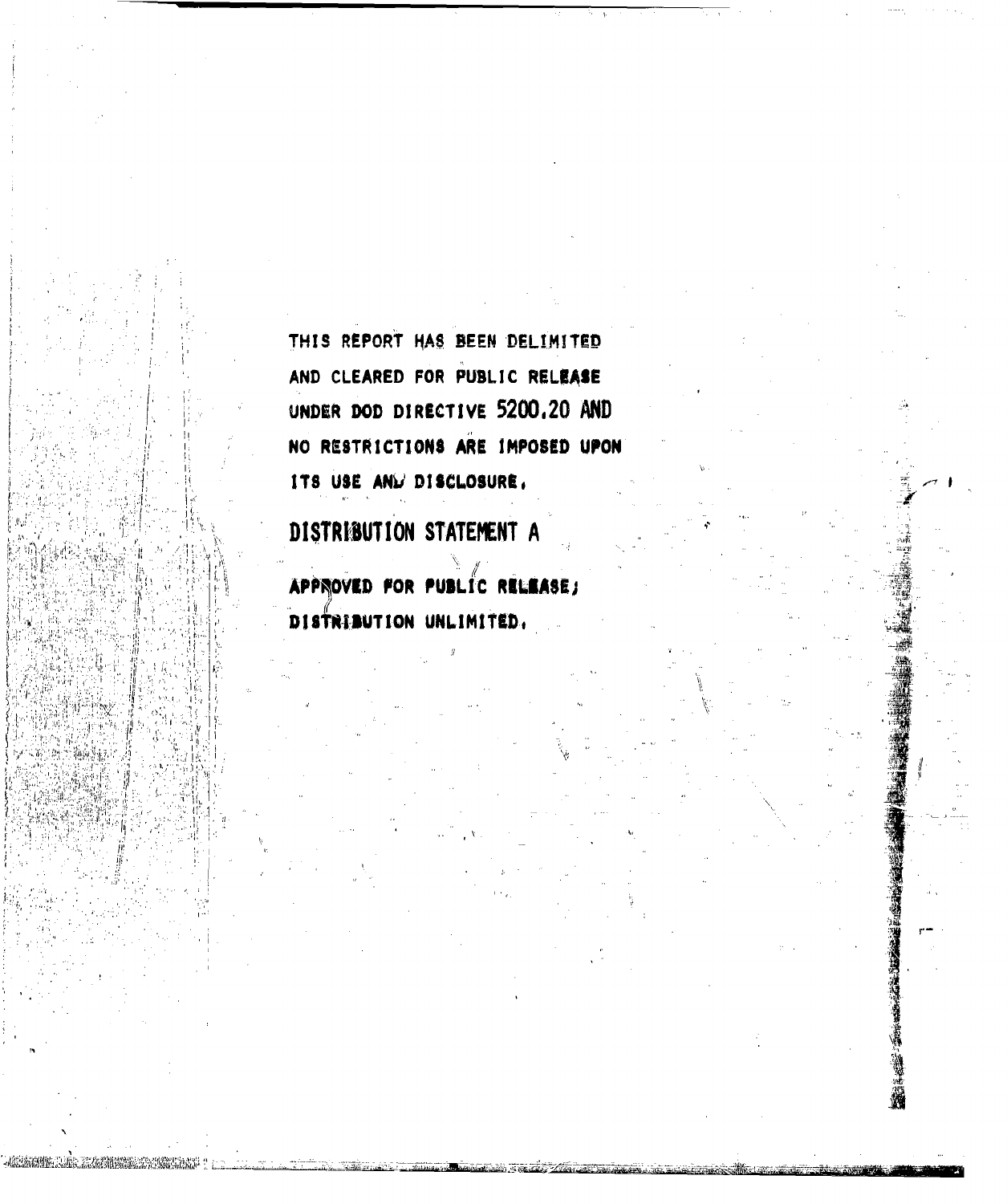THIS REPORT HAS BEEN DELIMITED AND CLEARED FOR PUBLIC RELEASE UNDER DOD DIRECTIVE 5200.20 AND NO RESTRICTIONS ARE IMPOSED UPON ITS USE AND DISCLOSURE.

DISTRIBUTION STATEMENT A

APPROVED FOR PUBLIC RELEASE; DISTRIBUTION UNLIMITED.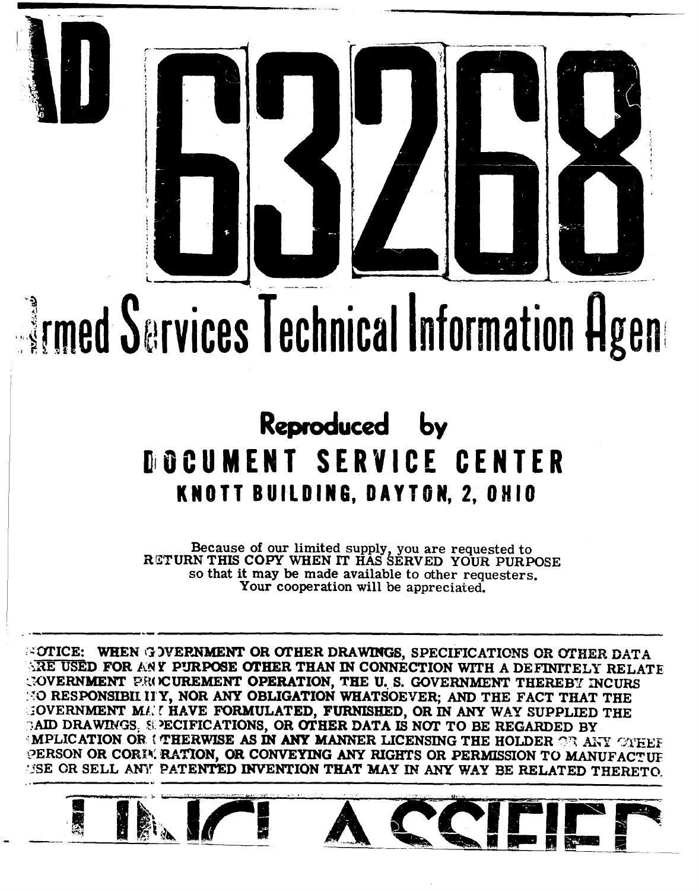# AD 63268

# Armed Services Technical Information Agency

## Reproduced by

## DOCUMENT SERVICE CENTER

### KNOTT BUILDING, DAYTON, 2, OHIO

Because of our limited supply, you are requested to
RETURN THIS COPY WHEN IT HAS SERVED YOUR PURPOSE
so that it may be made available to other requesters.
Your cooperation will be appreciated.

---

NOTICE: WHEN GOVERNMENT OR OTHER DRAWINGS, SPECIFICATIONS OR OTHER DATA ARE USED FOR ANY PURPOSE OTHER THAN IN CONNECTION WITH A DEFINITELY RELATED GOVERNMENT PROCUREMENT OPERATION, THE U. S. GOVERNMENT THEREBY INCURS NO RESPONSIBILITY, NOR ANY OBLIGATION WHATSOEVER; AND THE FACT THAT THE GOVERNMENT MAY HAVE FORMULATED, FURNISHED, OR IN ANY WAY SUPPLIED THE SAID DRAWINGS, SPECIFICATIONS, OR OTHER DATA IS NOT TO BE REGARDED BY IMPLICATION OR OTHERWISE AS IN ANY MANNER LICENSING THE HOLDER OR ANY OTHER PERSON OR CORPORATION, OR CONVEYING ANY RIGHTS OR PERMISSION TO MANUFACTURE, USE OR SELL ANY PATENTED INVENTION THAT MAY IN ANY WAY BE RELATED THERETO.

---

# UNCLASSIFIED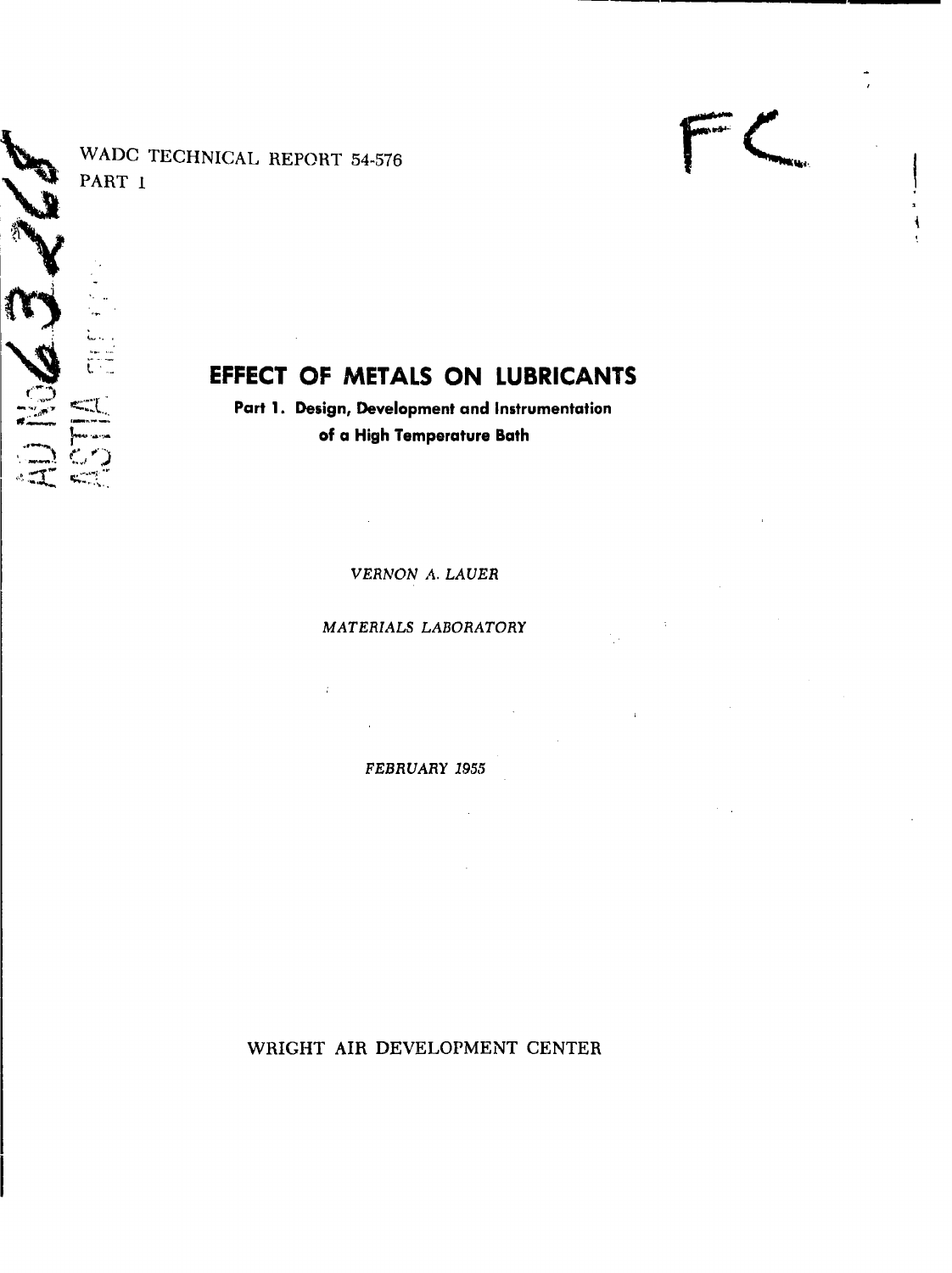WADC TECHNICAL REPORT 54-576
PART 1

# EFFECT OF METALS ON LUBRICANTS

**Part 1. Design, Development and Instrumentation of a High Temperature Bath**

*VERNON A. LAUER*

*MATERIALS LABORATORY*

*FEBRUARY 1955*

WRIGHT AIR DEVELOPMENT CENTER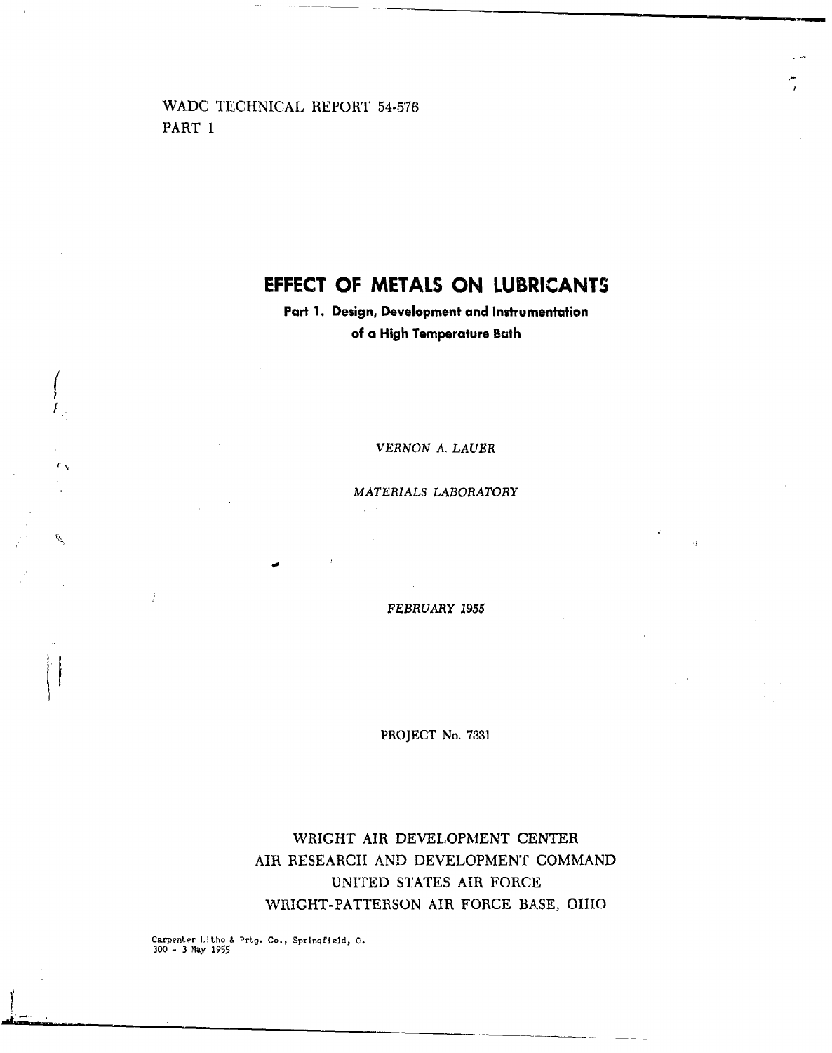WADC TECHNICAL REPORT 54-576
PART 1

# EFFECT OF METALS ON LUBRICANTS

## Part 1. Design, Development and Instrumentation of a High Temperature Bath

*VERNON A. LAUER*

*MATERIALS LABORATORY*

*FEBRUARY 1955*

PROJECT No. 7331

WRIGHT AIR DEVELOPMENT CENTER
AIR RESEARCH AND DEVELOPMENT COMMAND
UNITED STATES AIR FORCE
WRIGHT-PATTERSON AIR FORCE BASE, OHIO

Carpenter Litho & Prtg. Co., Springfield, O.
300 - 3 May 1955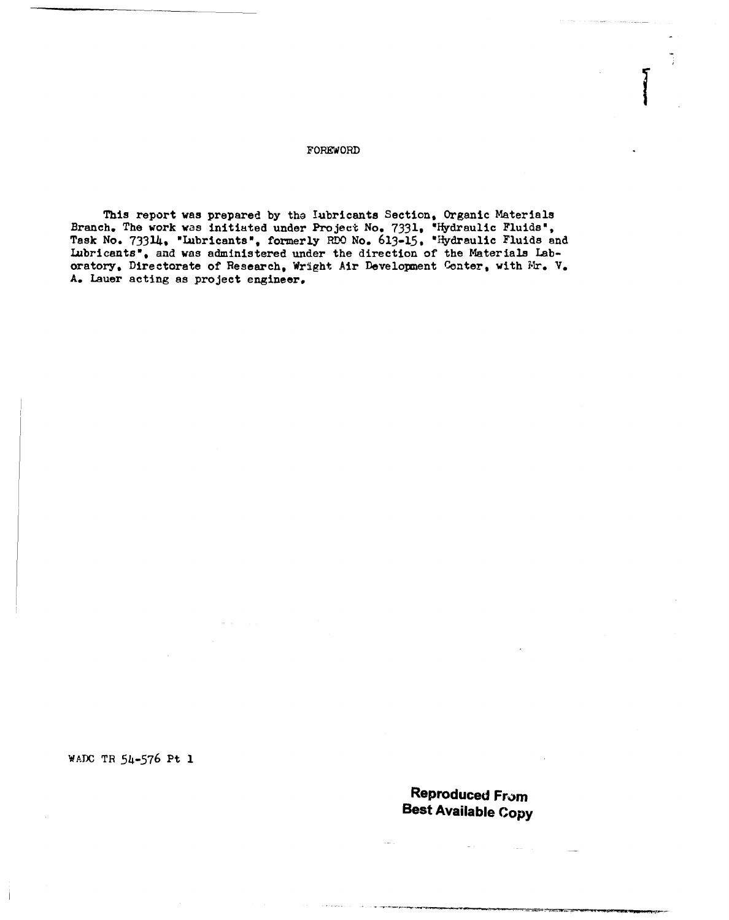# FOREWORD

This report was prepared by the Lubricants Section, Organic Materials Branch. The work was initiated under Project No. 7331, "Hydraulic Fluids", Task No. 73314, "Lubricants", formerly RDO No. 613-15, "Hydraulic Fluids and Lubricants", and was administered under the direction of the Materials Laboratory, Directorate of Research, Wright Air Development Center, with Mr. V. A. Lauer acting as project engineer.

WADC TR 54-576 Pt 1

**Reproduced From Best Available Copy**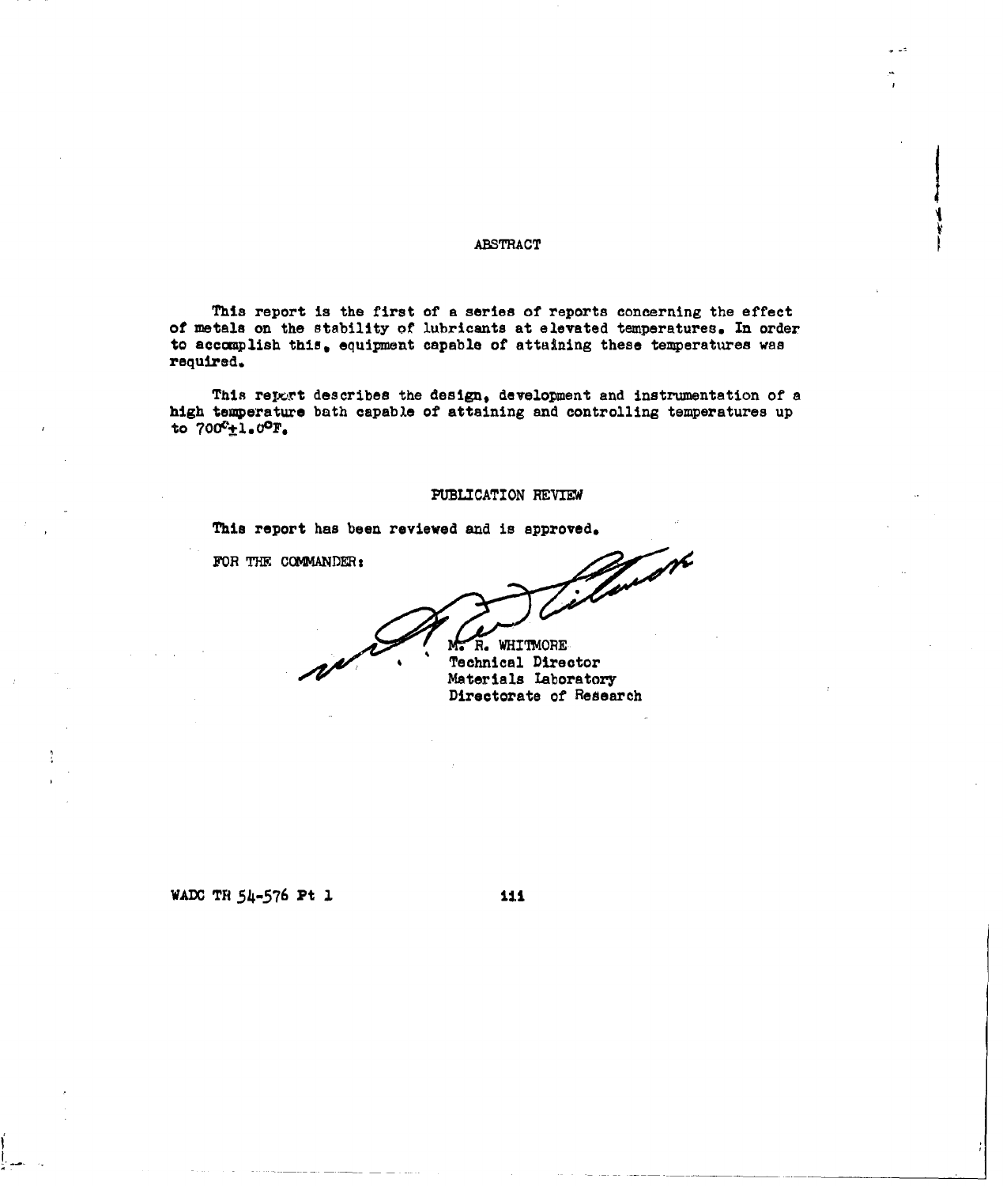# ABSTRACT

This report is the first of a series of reports concerning the effect of metals on the stability of lubricants at elevated temperatures. In order to accomplish this, equipment capable of attaining these temperatures was required.

This report describes the design, development and instrumentation of a high temperature bath capable of attaining and controlling temperatures up to $700^{\circ} \pm 1.0^{\circ}F$.

## PUBLICATION REVIEW

This report has been reviewed and is approved.

FOR THE COMMANDER:

M. R. WHITMORE
Technical Director
Materials Laboratory
Directorate of Research

WADC TR 54-576 Pt 1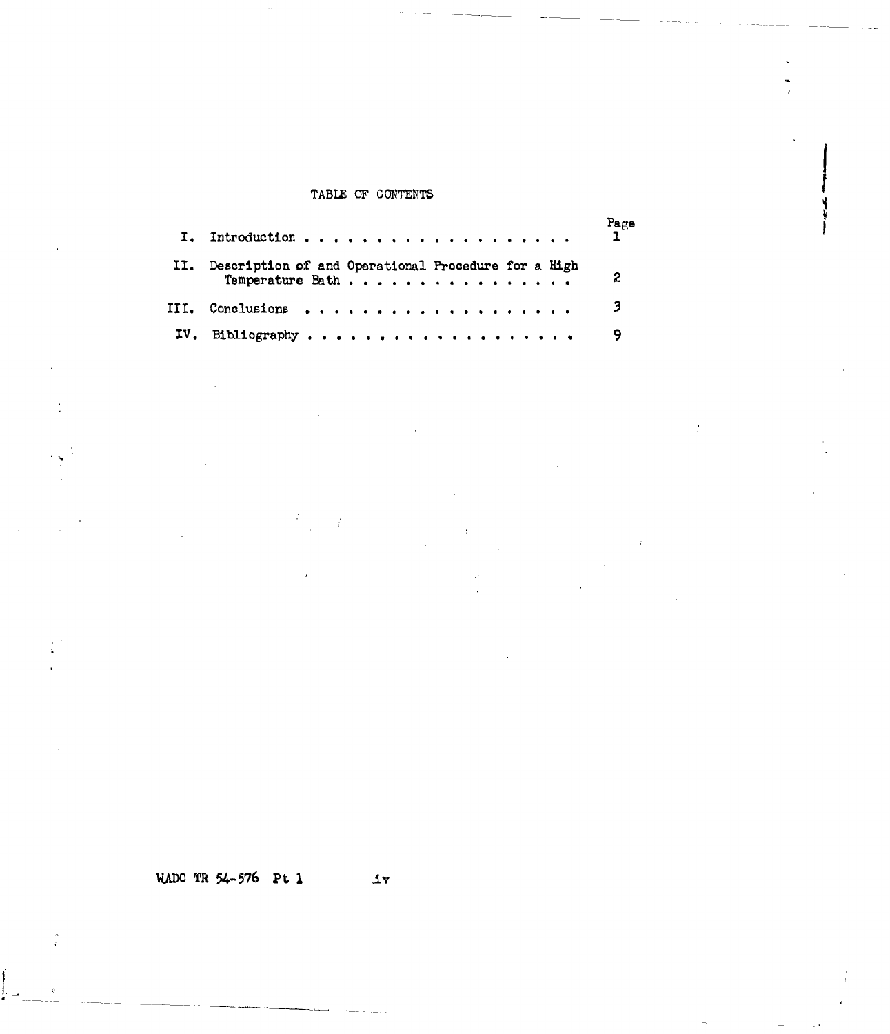# TABLE OF CONTENTS

| | | Page |
|---|---|---|
| I. | Introduction . . . . . . . . . . . . . . . . . . . . | 1 |
| II. | Description of and Operational Procedure for a High Temperature Bath . . . . . . . . . . . . . . . . | 2 |
| III. | Conclusions . . . . . . . . . . . . . . . . . . . . | 3 |
| IV. | Bibliography . . . . . . . . . . . . . . . . . . . . | 9 |

WADC TR 54-576 Pt 1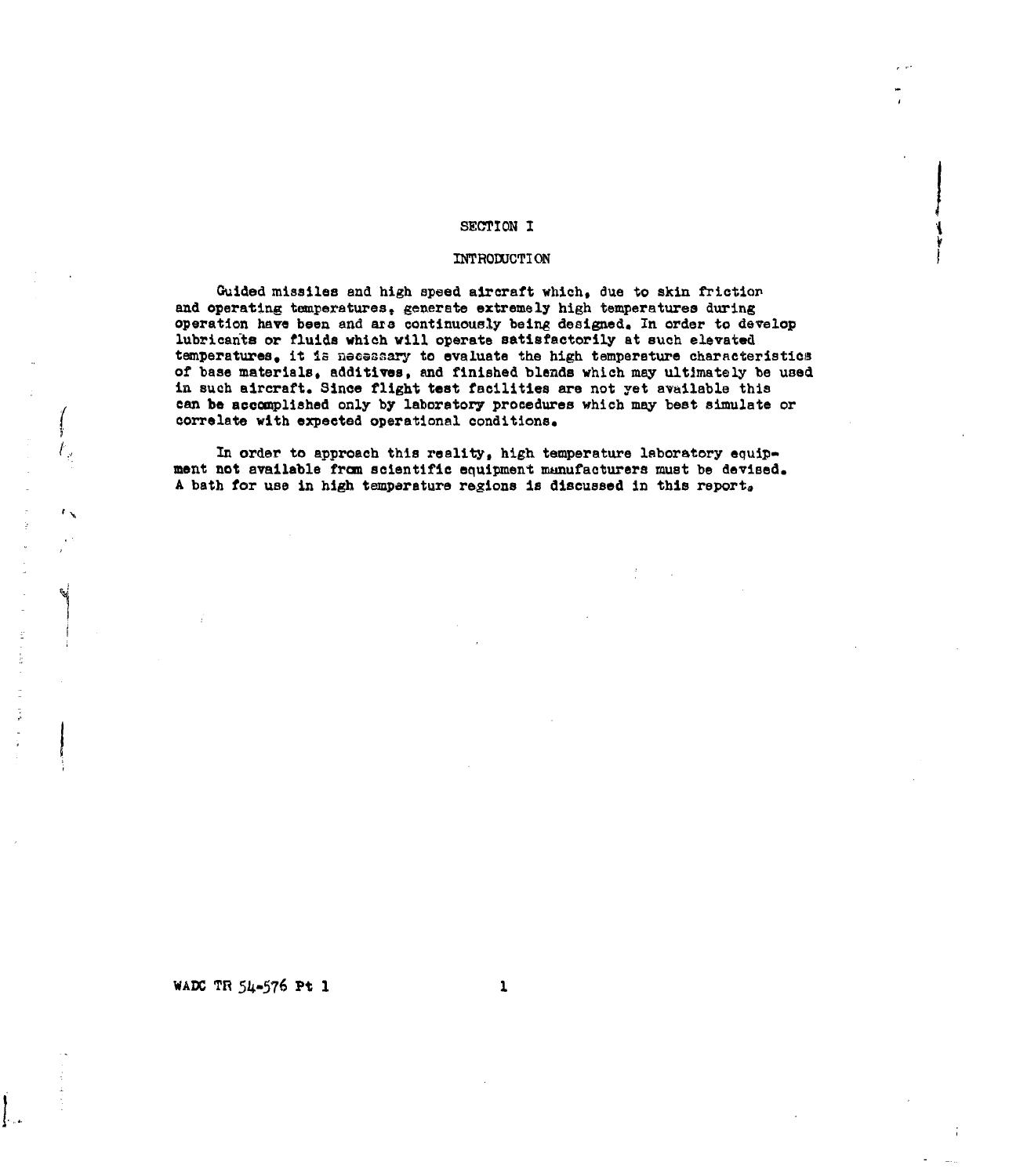# SECTION I

## INTRODUCTION

Guided missiles and high speed aircraft which, due to skin friction and operating temperatures, generate extremely high temperatures during operation have been and are continuously being designed. In order to develop lubricants or fluids which will operate satisfactorily at such elevated temperatures, it is necessary to evaluate the high temperature characteristics of base materials, additives, and finished blends which may ultimately be used in such aircraft. Since flight test facilities are not yet available this can be accomplished only by laboratory procedures which may best simulate or correlate with expected operational conditions.

In order to approach this reality, high temperature laboratory equipment not available from scientific equipment manufacturers must be devised. A bath for use in high temperature regions is discussed in this report.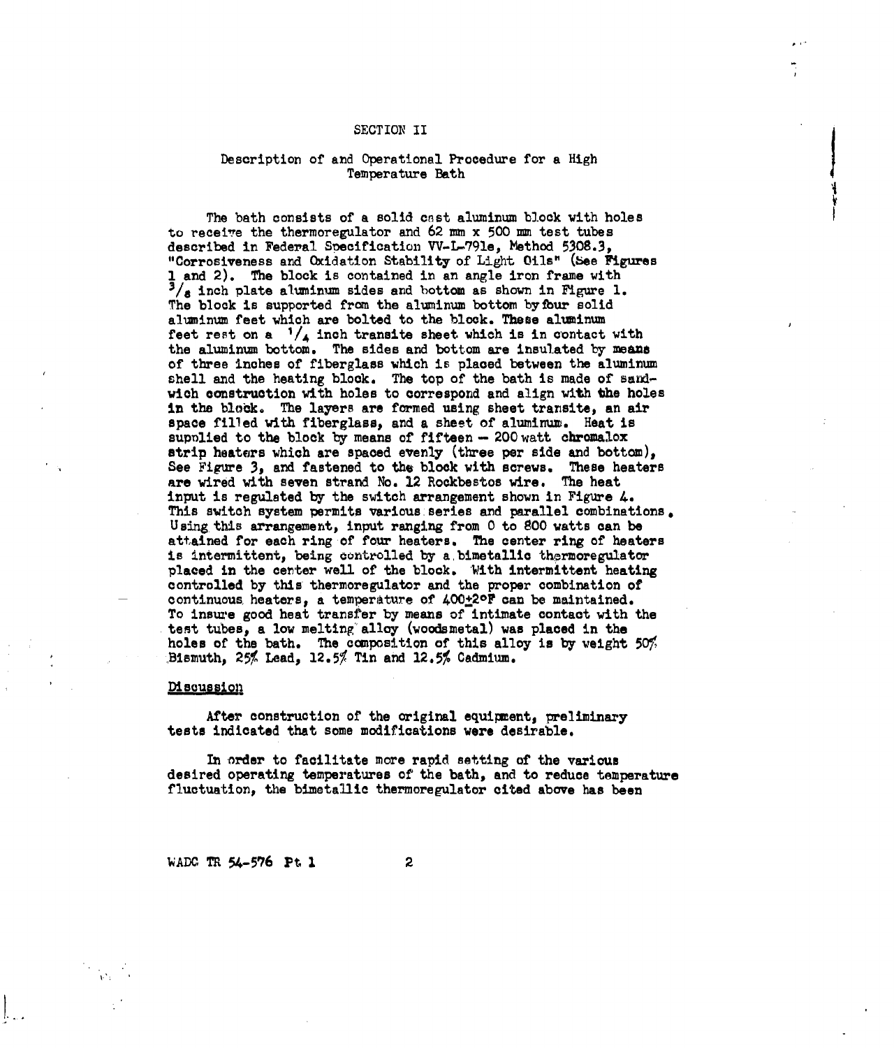## SECTION II

### Description of and Operational Procedure for a High Temperature Bath

The bath consists of a solid cast aluminum block with holes to receive the thermoregulator and 62 mm x 500 mm test tubes described in Federal Specification VV-L-791e, Method 5308.3, "Corrosiveness and Oxidation Stability of Light Oils" (See Figures 1 and 2). The block is contained in an angle iron frame with $^3/_8$ inch plate aluminum sides and bottom as shown in Figure 1. The block is supported from the aluminum bottom by four solid aluminum feet which are bolted to the block. These aluminum feet rest on a $^1/_4$ inch transite sheet which is in contact with the aluminum bottom. The sides and bottom are insulated by means of three inches of fiberglass which is placed between the aluminum shell and the heating block. The top of the bath is made of sandwich construction with holes to correspond and align with the holes in the block. The layers are formed using sheet transite, an air space filled with fiberglass, and a sheet of aluminum. Heat is supplied to the block by means of fifteen — 200 watt chromalox strip heaters which are spaced evenly (three per side and bottom), See Figure 3, and fastened to the block with screws. These heaters are wired with seven strand No. 12 Rockbestos wire. The heat input is regulated by the switch arrangement shown in Figure 4. This switch system permits various series and parallel combinations. Using this arrangement, input ranging from 0 to 800 watts can be attained for each ring of four heaters. The center ring of heaters is intermittent, being controlled by a bimetallic thermoregulator placed in the center well of the block. With intermittent heating controlled by this thermoregulator and the proper combination of continuous heaters, a temperature of 400±2°F can be maintained. To insure good heat transfer by means of intimate contact with the test tubes, a low melting alloy (woodsmetal) was placed in the holes of the bath. The composition of this alloy is by weight 50% Bismuth, 25% Lead, 12.5% Tin and 12.5% Cadmium.

#### Discussion

After construction of the original equipment, preliminary tests indicated that some modifications were desirable.

In order to facilitate more rapid setting of the various desired operating temperatures of the bath, and to reduce temperature fluctuation, the bimetallic thermoregulator cited above has been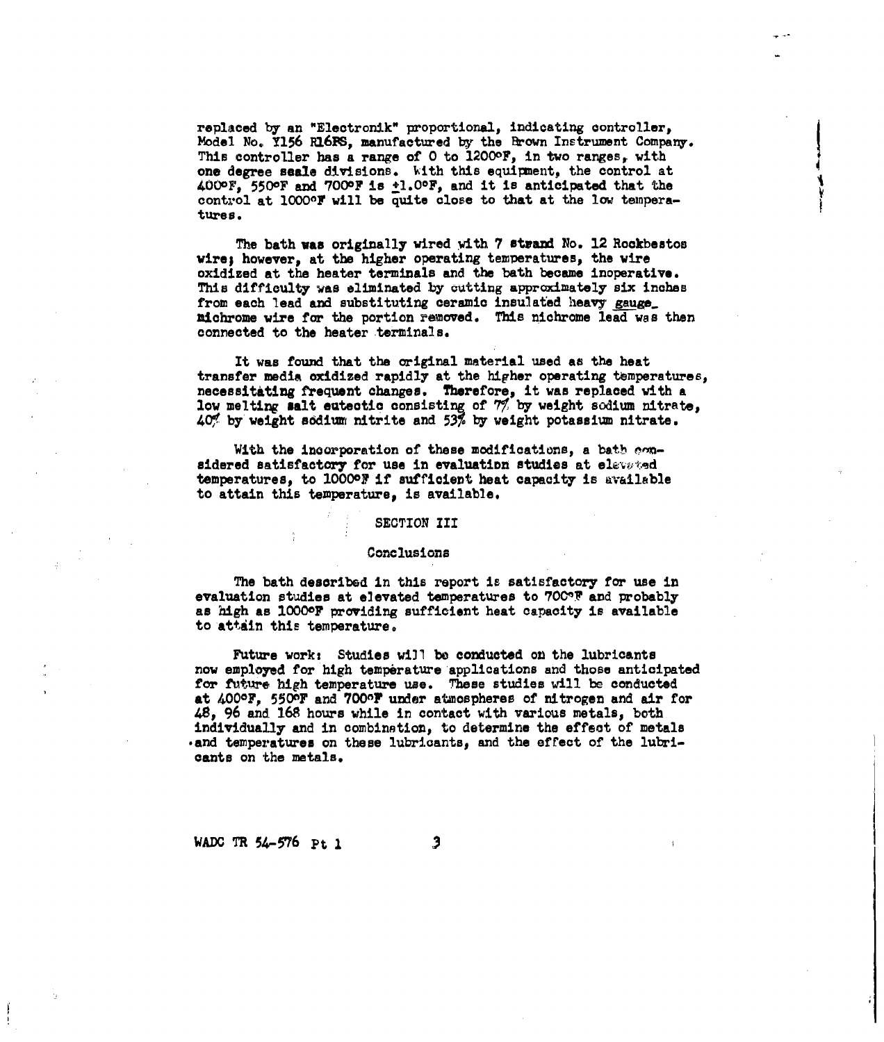replaced by an "Electronik" proportional, indicating controller, Model No. Y156 R16PS, manufactured by the Brown Instrument Company. This controller has a range of 0 to 1200°F, in two ranges, with one degree scale divisions. With this equipment, the control at 400°F, 550°F and 700°F is ±1.0°F, and it is anticipated that the control at 1000°F will be quite close to that at the low temperatures.

The bath was originally wired with 7 strand No. 12 Rockbestos wire; however, at the higher operating temperatures, the wire oxidized at the heater terminals and the bath became inoperative. This difficulty was eliminated by cutting approximately six inches from each lead and substituting ceramic insulated heavy gauge nichrome wire for the portion removed. This nichrome lead was then connected to the heater terminals.

It was found that the original material used as the heat transfer media oxidized rapidly at the higher operating temperatures, necessitating frequent changes. Therefore, it was replaced with a low melting salt eutectic consisting of 7% by weight sodium nitrate, 40% by weight sodium nitrite and 53% by weight potassium nitrate.

With the incorporation of these modifications, a bath considered satisfactory for use in evaluation studies at elevated temperatures, to 1000°F if sufficient heat capacity is available to attain this temperature, is available.

## SECTION III

### Conclusions

The bath described in this report is satisfactory for use in evaluation studies at elevated temperatures to 700°F and probably as high as 1000°F providing sufficient heat capacity is available to attain this temperature.

Future work: Studies will be conducted on the lubricants now employed for high temperature applications and those anticipated for future high temperature use. These studies will be conducted at 400°F, 550°F and 700°F under atmospheres of nitrogen and air for 48, 96 and 168 hours while in contact with various metals, both individually and in combination, to determine the effect of metals and temperatures on these lubricants, and the effect of the lubricants on the metals.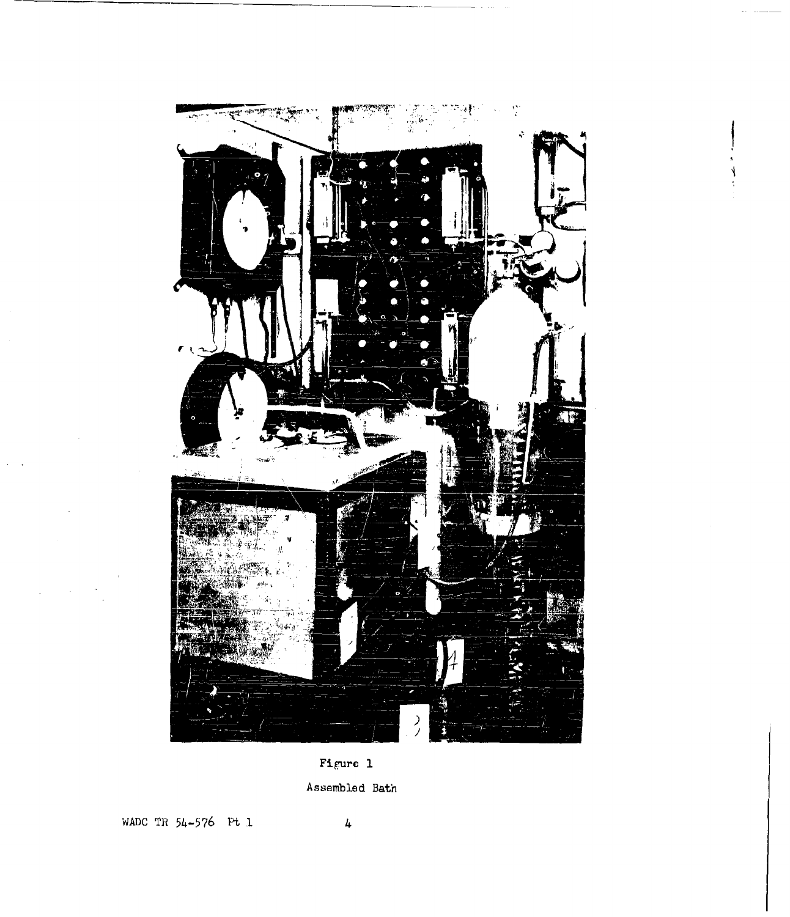Figure 1

Assembled Bath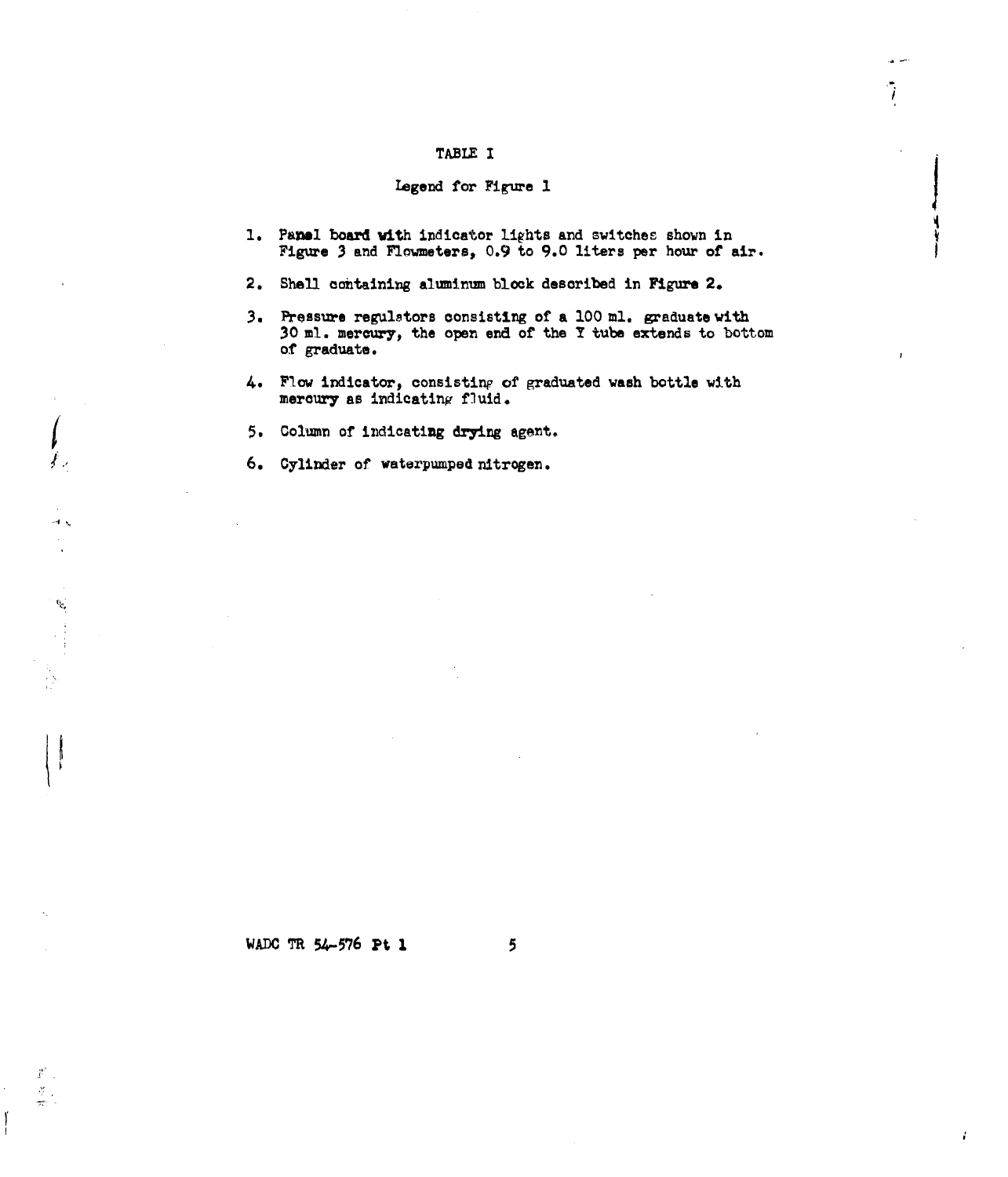# TABLE I

## Legend for Figure 1

1. Panel board with indicator lights and switches shown in Figure 3 and Flowmeters, 0.9 to 9.0 liters per hour of air.
2. Shell containing aluminum block described in Figure 2.
3. Pressure regulators consisting of a 100 ml. graduate with 30 ml. mercury, the open end of the Y tube extends to bottom of graduate.
4. Flow indicator, consisting of graduated wash bottle with mercury as indicating fluid.
5. Column of indicating drying agent.
6. Cylinder of waterpumped nitrogen.

WADC TR 54-576 Pt 1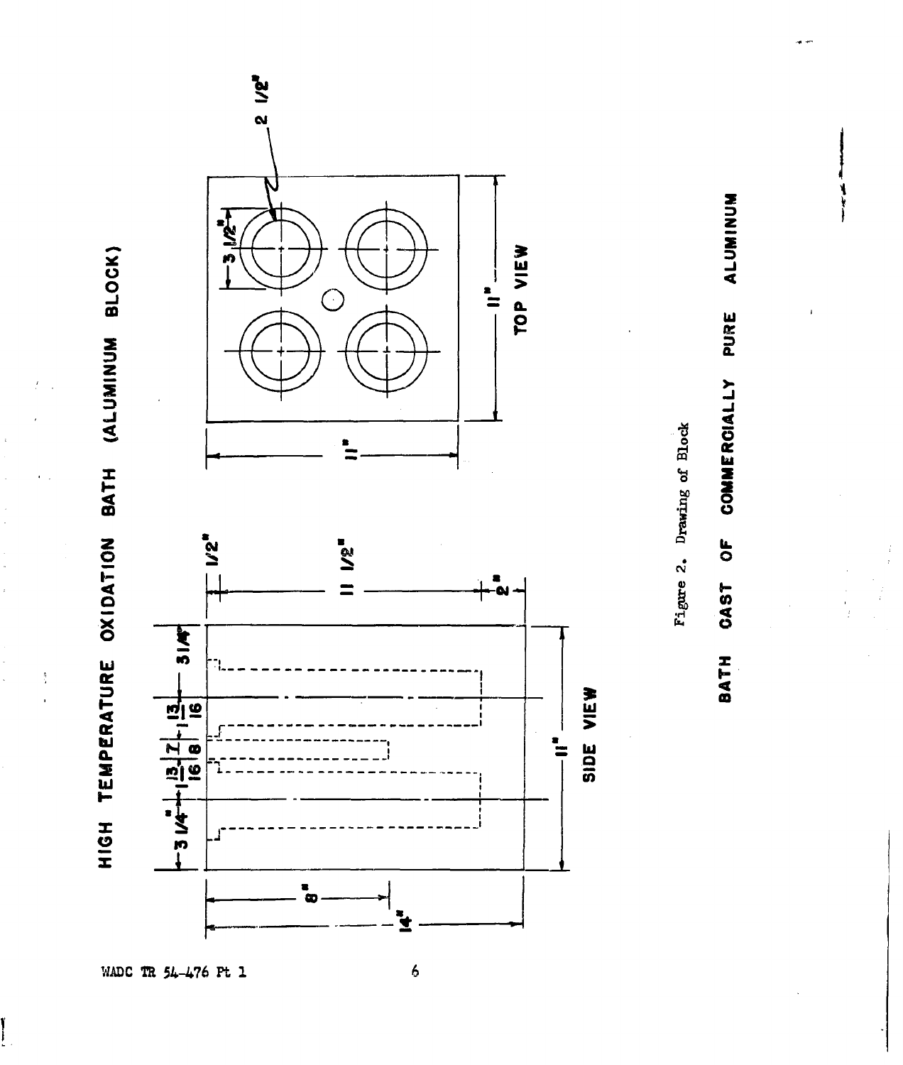# HIGH TEMPERATURE OXIDATION BATH (ALUMINUM BLOCK)

SIDE VIEW

TOP VIEW

Figure 2. Drawing of Block

BATH CAST OF COMMERCIALLY PURE ALUMINUM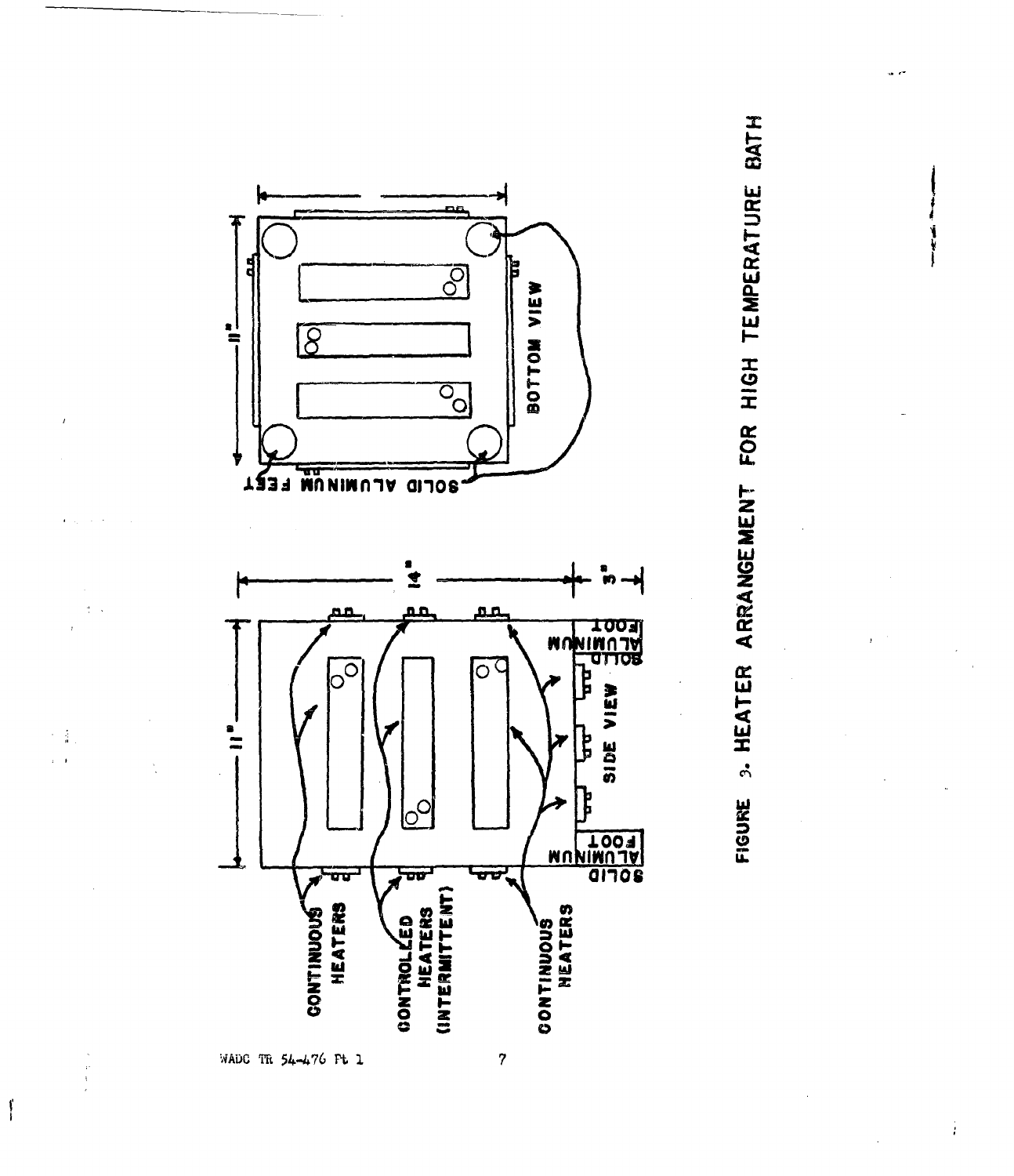CONTINUOUS HEATERS

CONTROLLED HEATERS (INTERMITTENT)

CONTINUOUS HEATERS

11"

14"

3"

SOLID ALUMINUM FOOT

SOLID ALUMINUM FOOT

SIDE VIEW

11"

SOLID ALUMINUM FEET

BOTTOM VIEW

FIGURE 3. HEATER ARRANGEMENT FOR HIGH TEMPERATURE BATH

WADC TR 54-476 Pt 1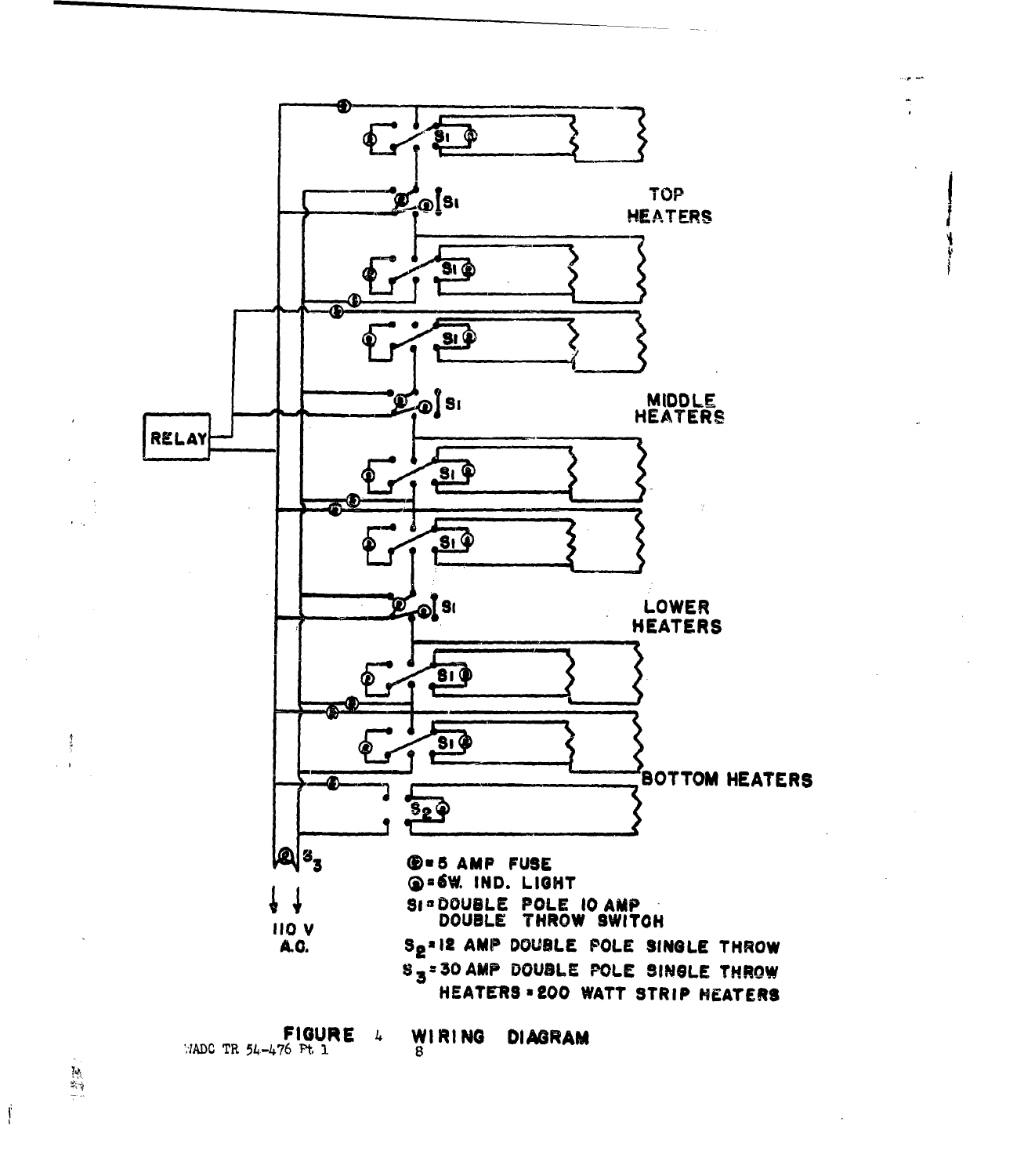TOP HEATERS

MIDDLE HEATERS

LOWER HEATERS

BOTTOM HEATERS

RELAY

110 V A.C.

$S_3$

Ⓕ = 5 AMP FUSE

Ⓛ = 6W. IND. LIGHT

S1 = DOUBLE POLE 10 AMP DOUBLE THROW SWITCH

$S_2$ = 12 AMP DOUBLE POLE SINGLE THROW

$S_3$ = 30 AMP DOUBLE POLE SINGLE THROW

HEATERS = 200 WATT STRIP HEATERS

FIGURE 4 WIRING DIAGRAM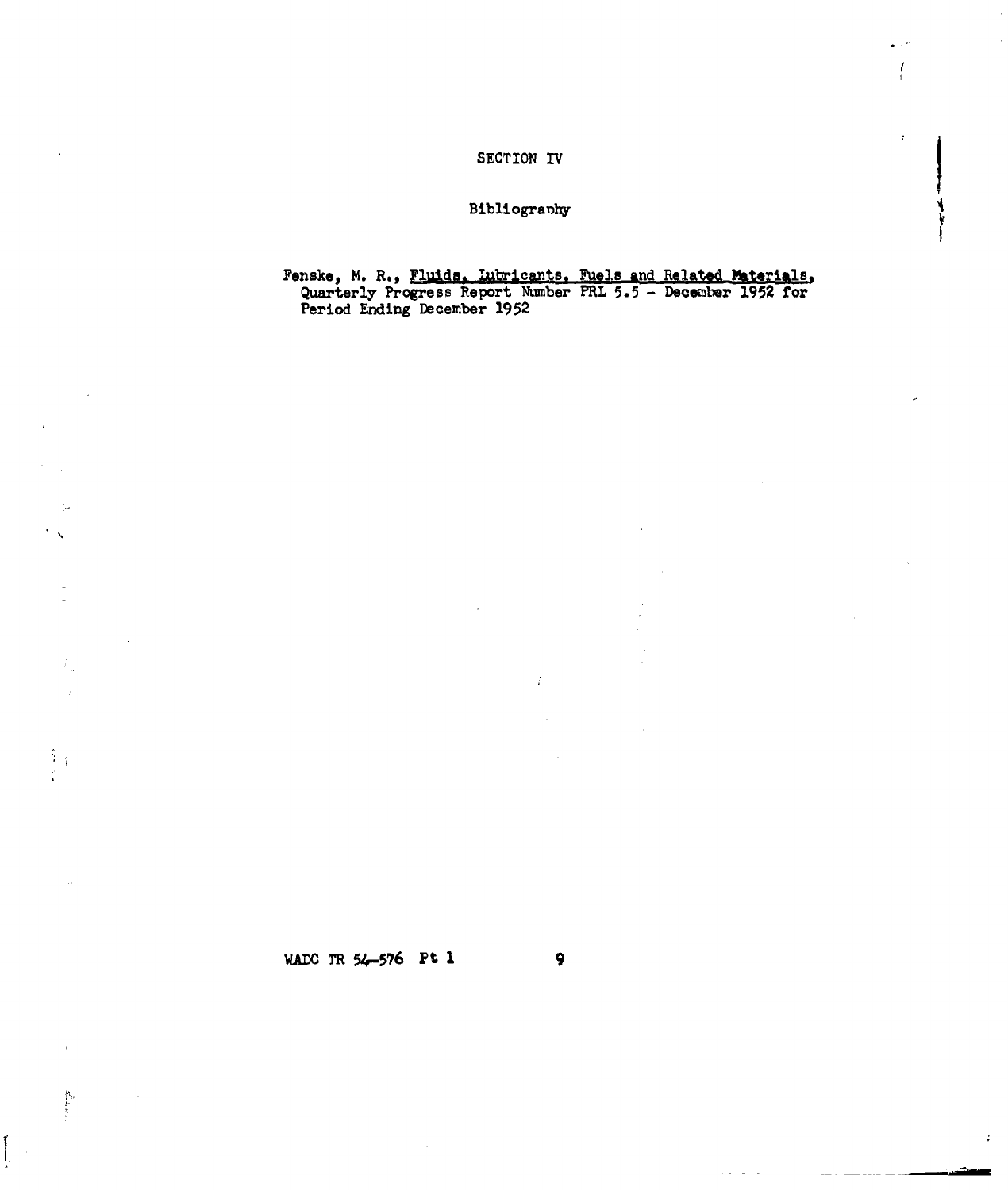# SECTION IV

## Bibliography

Fenske, M. R., Fluids, Lubricants, Fuels and Related Materials, Quarterly Progress Report Number PRL 5.5 - December 1952 for Period Ending December 1952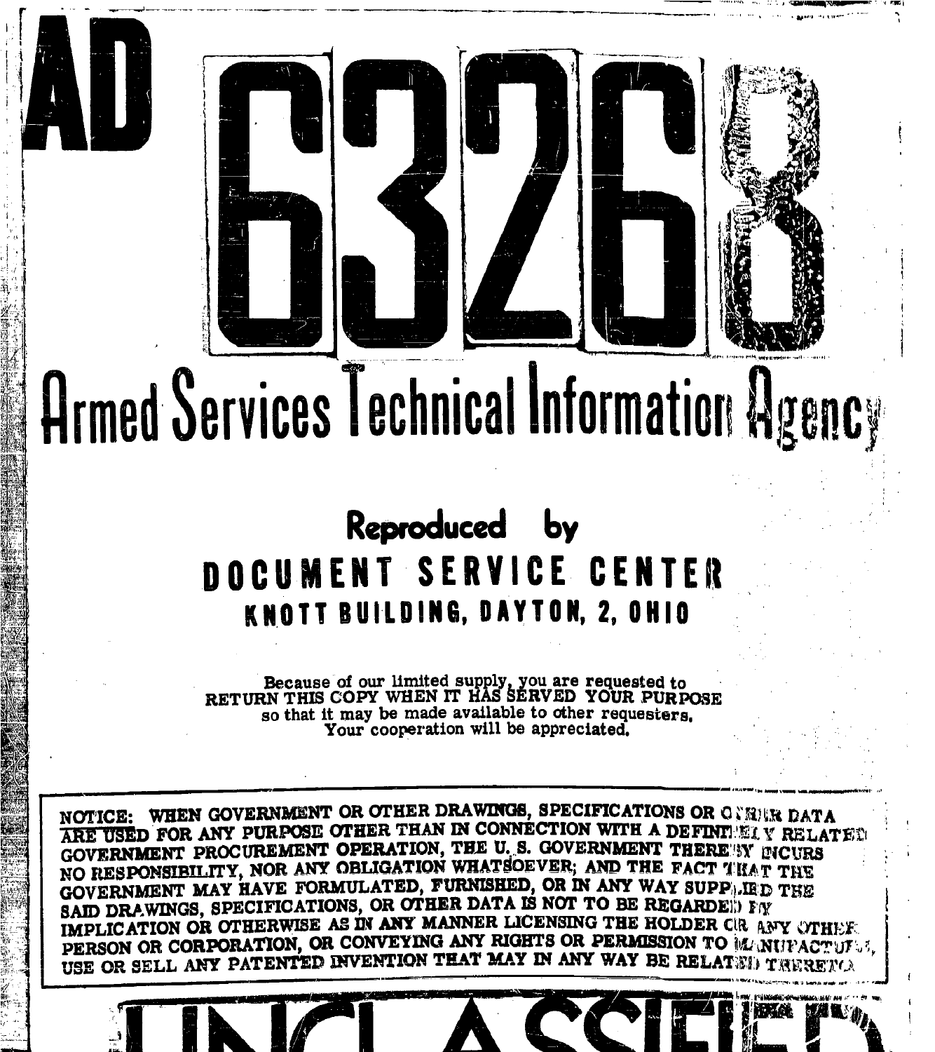# AD 63268

# Armed Services Technical Information Agency

## Reproduced by
## DOCUMENT SERVICE CENTER
### KNOTT BUILDING, DAYTON, 2, OHIO

Because of our limited supply, you are requested to
RETURN THIS COPY WHEN IT HAS SERVED YOUR PURPOSE
so that it may be made available to other requesters.
Your cooperation will be appreciated.

NOTICE: WHEN GOVERNMENT OR OTHER DRAWINGS, SPECIFICATIONS OR OTHER DATA ARE USED FOR ANY PURPOSE OTHER THAN IN CONNECTION WITH A DEFINITELY RELATED GOVERNMENT PROCUREMENT OPERATION, THE U. S. GOVERNMENT THEREBY INCURS NO RESPONSIBILITY, NOR ANY OBLIGATION WHATSOEVER; AND THE FACT THAT THE GOVERNMENT MAY HAVE FORMULATED, FURNISHED, OR IN ANY WAY SUPPLIED THE SAID DRAWINGS, SPECIFICATIONS, OR OTHER DATA IS NOT TO BE REGARDED BY IMPLICATION OR OTHERWISE AS IN ANY MANNER LICENSING THE HOLDER OR ANY OTHER PERSON OR CORPORATION, OR CONVEYING ANY RIGHTS OR PERMISSION TO MANUFACTURE, USE OR SELL ANY PATENTED INVENTION THAT MAY IN ANY WAY BE RELATED THERETO.

# UNCLASSIFIED